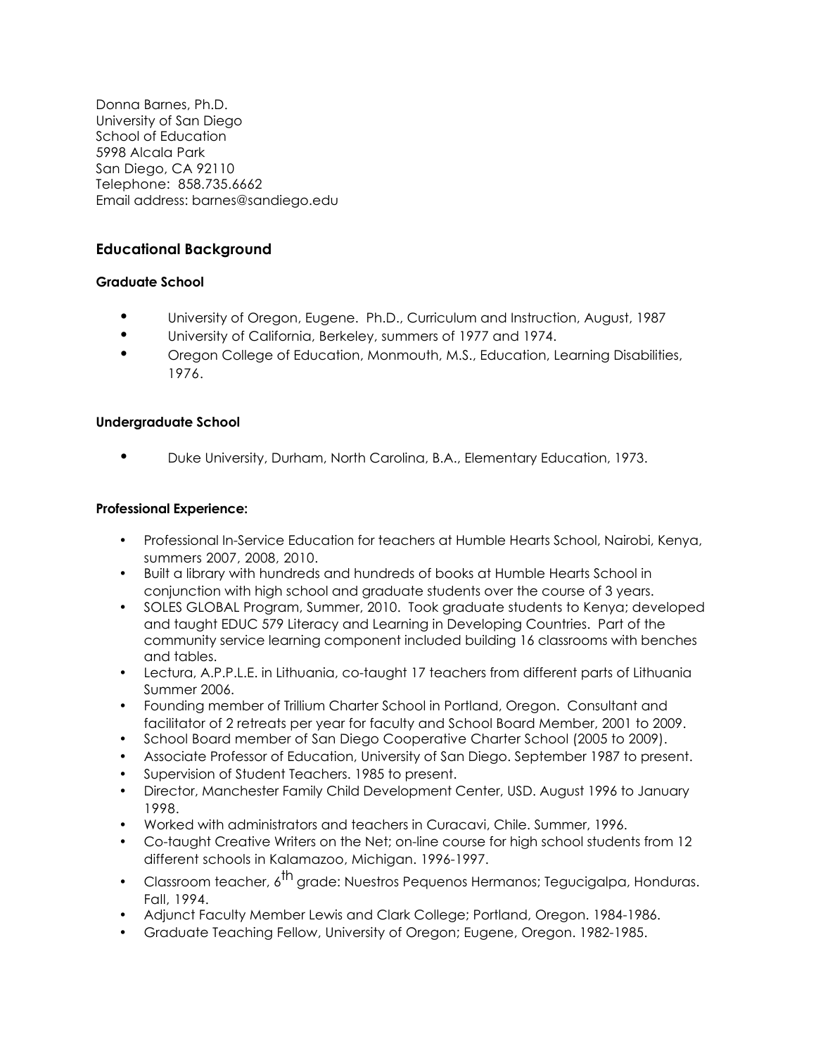Donna Barnes, Ph.D.
University of San Diego
School of Education
5998 Alcala Park
San Diego, CA 92110
Telephone: 858.735.6662
Email address: barnes@sandiego.edu

## Educational Background

### Graduate School

- University of Oregon, Eugene. Ph.D., Curriculum and Instruction, August, 1987
- University of California, Berkeley, summers of 1977 and 1974.
- Oregon College of Education, Monmouth, M.S., Education, Learning Disabilities, 1976.

### Undergraduate School

- Duke University, Durham, North Carolina, B.A., Elementary Education, 1973.

### Professional Experience:

- Professional In-Service Education for teachers at Humble Hearts School, Nairobi, Kenya, summers 2007, 2008, 2010.
- Built a library with hundreds and hundreds of books at Humble Hearts School in conjunction with high school and graduate students over the course of 3 years.
- SOLES GLOBAL Program, Summer, 2010. Took graduate students to Kenya; developed and taught EDUC 579 Literacy and Learning in Developing Countries. Part of the community service learning component included building 16 classrooms with benches and tables.
- Lectura, A.P.P.L.E. in Lithuania, co-taught 17 teachers from different parts of Lithuania Summer 2006.
- Founding member of Trillium Charter School in Portland, Oregon. Consultant and facilitator of 2 retreats per year for faculty and School Board Member, 2001 to 2009.
- School Board member of San Diego Cooperative Charter School (2005 to 2009).
- Associate Professor of Education, University of San Diego. September 1987 to present.
- Supervision of Student Teachers. 1985 to present.
- Director, Manchester Family Child Development Center, USD. August 1996 to January 1998.
- Worked with administrators and teachers in Curacavi, Chile. Summer, 1996.
- Co-taught Creative Writers on the Net; on-line course for high school students from 12 different schools in Kalamazoo, Michigan. 1996-1997.
- Classroom teacher, 6th grade: Nuestros Pequenos Hermanos; Tegucigalpa, Honduras. Fall, 1994.
- Adjunct Faculty Member Lewis and Clark College; Portland, Oregon. 1984-1986.
- Graduate Teaching Fellow, University of Oregon; Eugene, Oregon. 1982-1985.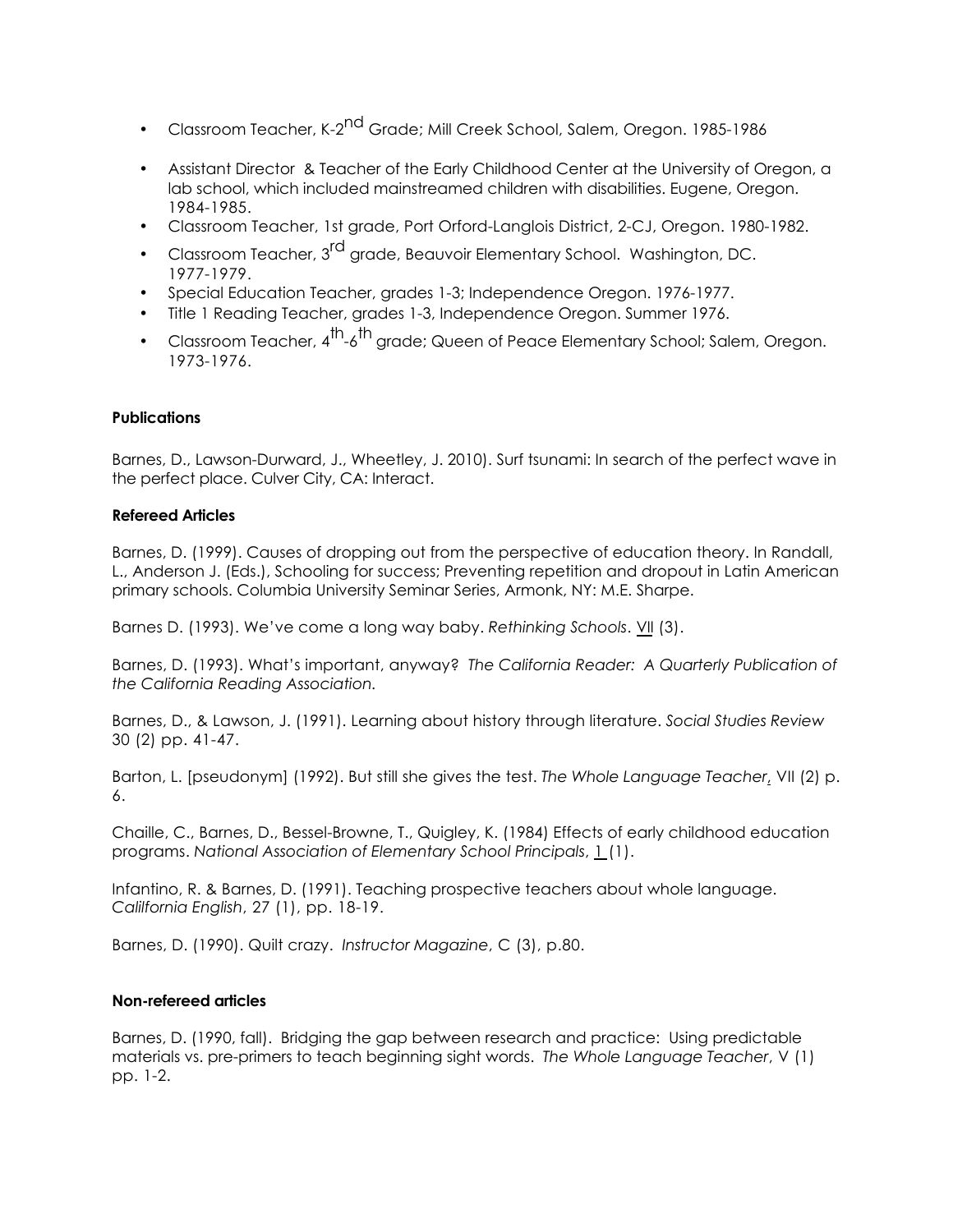- Classroom Teacher, K-2nd Grade; Mill Creek School, Salem, Oregon. 1985-1986
- Assistant Director & Teacher of the Early Childhood Center at the University of Oregon, a lab school, which included mainstreamed children with disabilities. Eugene, Oregon. 1984-1985.
- Classroom Teacher, 1st grade, Port Orford-Langlois District, 2-CJ, Oregon. 1980-1982.
- Classroom Teacher, 3rd grade, Beauvoir Elementary School. Washington, DC. 1977-1979.
- Special Education Teacher, grades 1-3; Independence Oregon. 1976-1977.
- Title 1 Reading Teacher, grades 1-3, Independence Oregon. Summer 1976.
- Classroom Teacher, 4th-6th grade; Queen of Peace Elementary School; Salem, Oregon. 1973-1976.

**Publications**

Barnes, D., Lawson-Durward, J., Wheetley, J. 2010). Surf tsunami: In search of the perfect wave in the perfect place. Culver City, CA: Interact.

**Refereed Articles**

Barnes, D. (1999). Causes of dropping out from the perspective of education theory. In Randall, L., Anderson J. (Eds.), Schooling for success; Preventing repetition and dropout in Latin American primary schools. Columbia University Seminar Series, Armonk, NY: M.E. Sharpe.

Barnes D. (1993). We've come a long way baby. *Rethinking Schools*. <u>VII</u> (3).

Barnes, D. (1993). What's important, anyway? *The California Reader: A Quarterly Publication of the California Reading Association.*

Barnes, D., & Lawson, J. (1991). Learning about history through literature. *Social Studies Review* 30 (2) pp. 41-47.

Barton, L. [pseudonym] (1992). But still she gives the test. *The Whole Language Teacher*, VII (2) p. 6.

Chaille, C., Barnes, D., Bessel-Browne, T., Quigley, K. (1984) Effects of early childhood education programs. *National Association of Elementary School Principals*, <u>1</u> (1).

Infantino, R. & Barnes, D. (1991). Teaching prospective teachers about whole language. *Calilfornia English*, 27 (1), pp. 18-19.

Barnes, D. (1990). Quilt crazy. *Instructor Magazine*, C (3), p.80.

**Non-refereed articles**

Barnes, D. (1990, fall). Bridging the gap between research and practice: Using predictable materials vs. pre-primers to teach beginning sight words. *The Whole Language Teacher*, V (1) pp. 1-2.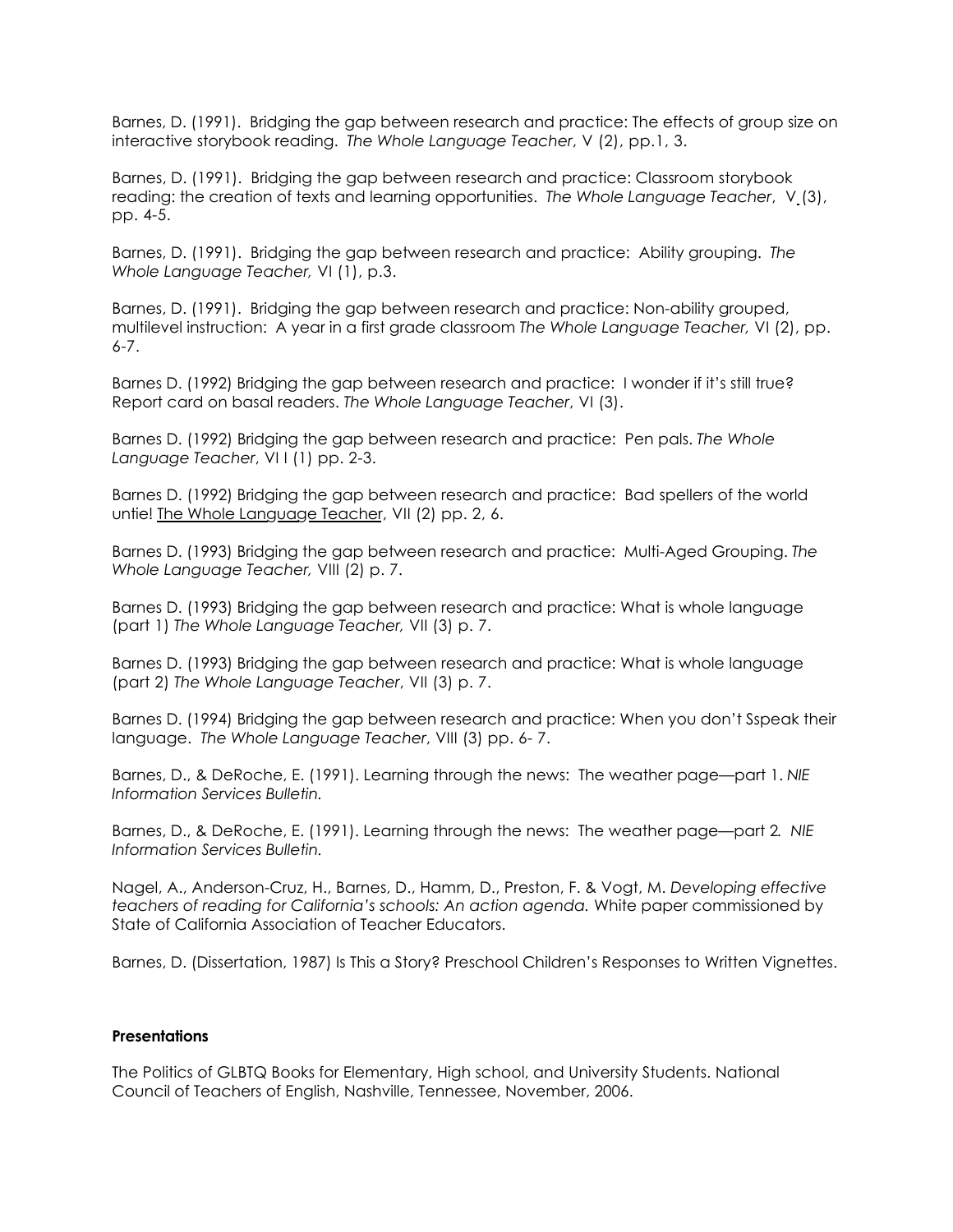Barnes, D. (1991). Bridging the gap between research and practice: The effects of group size on interactive storybook reading. *The Whole Language Teacher*, V (2), pp.1, 3.

Barnes, D. (1991). Bridging the gap between research and practice: Classroom storybook reading: the creation of texts and learning opportunities. *The Whole Language Teacher*, V (3), pp. 4-5.

Barnes, D. (1991). Bridging the gap between research and practice: Ability grouping. *The Whole Language Teacher,* VI (1), p.3.

Barnes, D. (1991). Bridging the gap between research and practice: Non-ability grouped, multilevel instruction: A year in a first grade classroom *The Whole Language Teacher,* VI (2), pp. 6-7.

Barnes D. (1992) Bridging the gap between research and practice: I wonder if it's still true? Report card on basal readers. *The Whole Language Teacher*, VI (3).

Barnes D. (1992) Bridging the gap between research and practice: Pen pals. *The Whole Language Teacher*, VI I (1) pp. 2-3.

Barnes D. (1992) Bridging the gap between research and practice: Bad spellers of the world untie! The Whole Language Teacher, VII (2) pp. 2, 6.

Barnes D. (1993) Bridging the gap between research and practice: Multi-Aged Grouping. *The Whole Language Teacher,* VIII (2) p. 7.

Barnes D. (1993) Bridging the gap between research and practice: What is whole language (part 1) *The Whole Language Teacher,* VII (3) p. 7.

Barnes D. (1993) Bridging the gap between research and practice: What is whole language (part 2) *The Whole Language Teacher*, VII (3) p. 7.

Barnes D. (1994) Bridging the gap between research and practice: When you don't Sspeak their language. *The Whole Language Teacher*, VIII (3) pp. 6- 7.

Barnes, D., & DeRoche, E. (1991). Learning through the news: The weather page—part 1. *NIE Information Services Bulletin.*

Barnes, D., & DeRoche, E. (1991). Learning through the news: The weather page—part 2*. NIE Information Services Bulletin.*

Nagel, A., Anderson-Cruz, H., Barnes, D., Hamm, D., Preston, F. & Vogt, M. *Developing effective teachers of reading for California's schools: An action agenda.* White paper commissioned by State of California Association of Teacher Educators.

Barnes, D. (Dissertation, 1987) Is This a Story? Preschool Children's Responses to Written Vignettes.

**Presentations**

The Politics of GLBTQ Books for Elementary, High school, and University Students. National Council of Teachers of English, Nashville, Tennessee, November, 2006.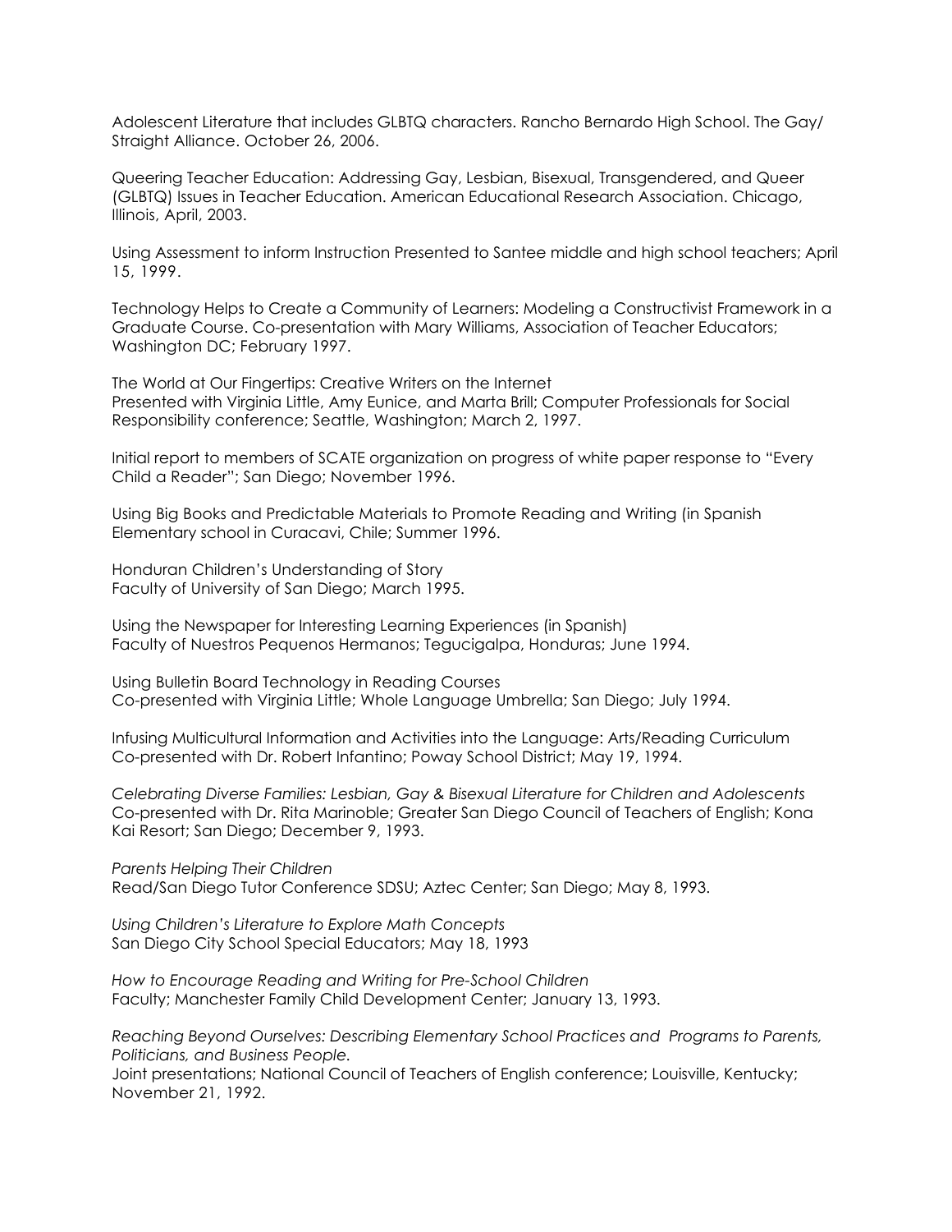Adolescent Literature that includes GLBTQ characters. Rancho Bernardo High School. The Gay/ Straight Alliance. October 26, 2006.

Queering Teacher Education: Addressing Gay, Lesbian, Bisexual, Transgendered, and Queer (GLBTQ) Issues in Teacher Education. American Educational Research Association. Chicago, Illinois, April, 2003.

Using Assessment to inform Instruction Presented to Santee middle and high school teachers; April 15, 1999.

Technology Helps to Create a Community of Learners: Modeling a Constructivist Framework in a Graduate Course. Co-presentation with Mary Williams, Association of Teacher Educators; Washington DC; February 1997.

The World at Our Fingertips: Creative Writers on the Internet
Presented with Virginia Little, Amy Eunice, and Marta Brill; Computer Professionals for Social Responsibility conference; Seattle, Washington; March 2, 1997.

Initial report to members of SCATE organization on progress of white paper response to "Every Child a Reader"; San Diego; November 1996.

Using Big Books and Predictable Materials to Promote Reading and Writing (in Spanish
Elementary school in Curacavi, Chile; Summer 1996.

Honduran Children's Understanding of Story
Faculty of University of San Diego; March 1995.

Using the Newspaper for Interesting Learning Experiences (in Spanish)
Faculty of Nuestros Pequenos Hermanos; Tegucigalpa, Honduras; June 1994.

Using Bulletin Board Technology in Reading Courses
Co-presented with Virginia Little; Whole Language Umbrella; San Diego; July 1994.

Infusing Multicultural Information and Activities into the Language: Arts/Reading Curriculum
Co-presented with Dr. Robert Infantino; Poway School District; May 19, 1994.

*Celebrating Diverse Families: Lesbian, Gay & Bisexual Literature for Children and Adolescents*
Co-presented with Dr. Rita Marinoble; Greater San Diego Council of Teachers of English; Kona Kai Resort; San Diego; December 9, 1993.

*Parents Helping Their Children*
Read/San Diego Tutor Conference SDSU; Aztec Center; San Diego; May 8, 1993.

*Using Children's Literature to Explore Math Concepts*
San Diego City School Special Educators; May 18, 1993

*How to Encourage Reading and Writing for Pre-School Children*
Faculty; Manchester Family Child Development Center; January 13, 1993.

*Reaching Beyond Ourselves: Describing Elementary School Practices and Programs to Parents, Politicians, and Business People.*
Joint presentations; National Council of Teachers of English conference; Louisville, Kentucky; November 21, 1992.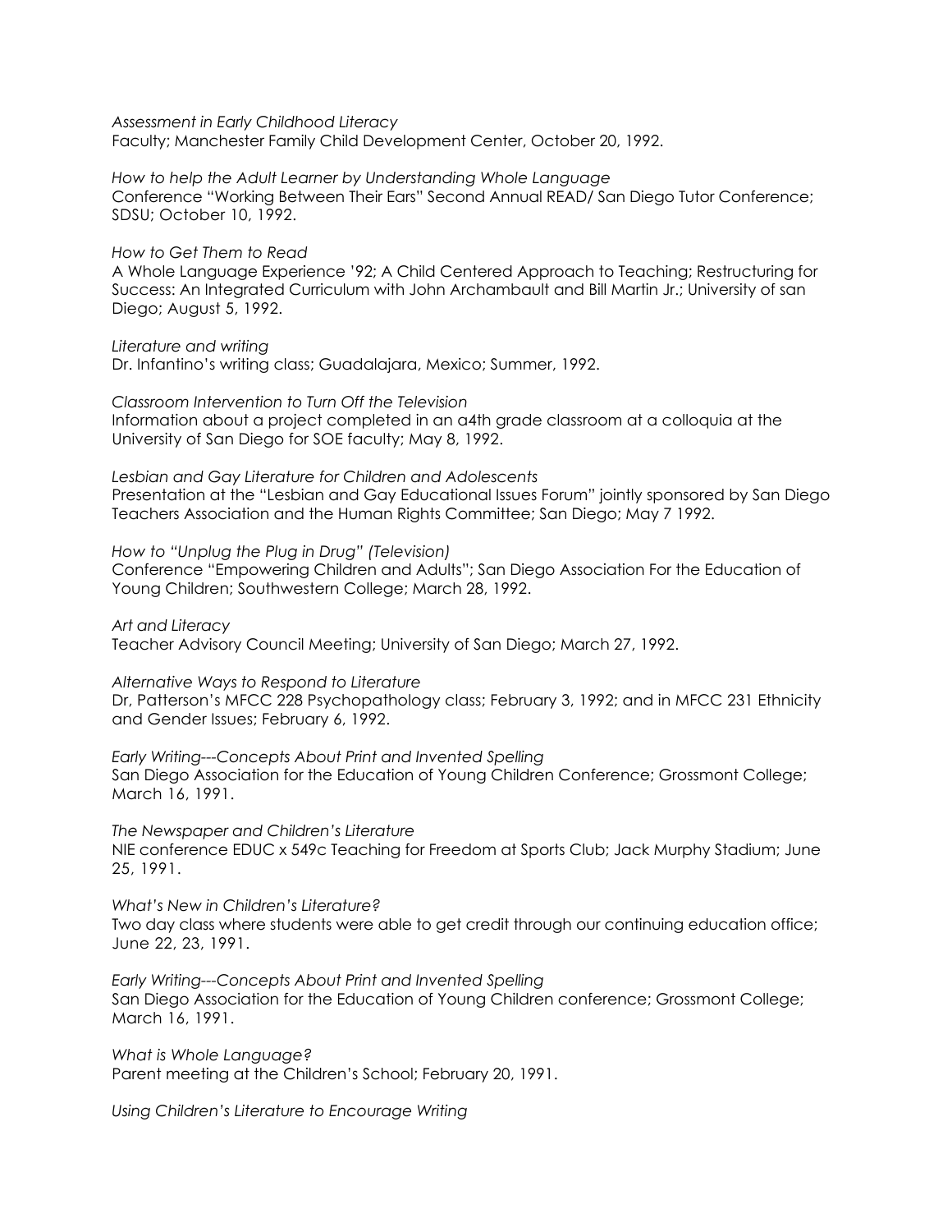*Assessment in Early Childhood Literacy*
Faculty; Manchester Family Child Development Center, October 20, 1992.

*How to help the Adult Learner by Understanding Whole Language*
Conference "Working Between Their Ears" Second Annual READ/ San Diego Tutor Conference; SDSU; October 10, 1992.

*How to Get Them to Read*
A Whole Language Experience '92; A Child Centered Approach to Teaching; Restructuring for Success: An Integrated Curriculum with John Archambault and Bill Martin Jr.; University of san Diego; August 5, 1992.

*Literature and writing*
Dr. Infantino's writing class; Guadalajara, Mexico; Summer, 1992.

*Classroom Intervention to Turn Off the Television*
Information about a project completed in an a4th grade classroom at a colloquia at the University of San Diego for SOE faculty; May 8, 1992.

*Lesbian and Gay Literature for Children and Adolescents*
Presentation at the "Lesbian and Gay Educational Issues Forum" jointly sponsored by San Diego Teachers Association and the Human Rights Committee; San Diego; May 7 1992.

*How to "Unplug the Plug in Drug" (Television)*
Conference "Empowering Children and Adults"; San Diego Association For the Education of Young Children; Southwestern College; March 28, 1992.

*Art and Literacy*
Teacher Advisory Council Meeting; University of San Diego; March 27, 1992.

*Alternative Ways to Respond to Literature*
Dr, Patterson's MFCC 228 Psychopathology class; February 3, 1992; and in MFCC 231 Ethnicity and Gender Issues; February 6, 1992.

*Early Writing---Concepts About Print and Invented Spelling*
San Diego Association for the Education of Young Children Conference; Grossmont College; March 16, 1991.

*The Newspaper and Children's Literature*
NIE conference EDUC x 549c Teaching for Freedom at Sports Club; Jack Murphy Stadium; June 25, 1991.

*What's New in Children's Literature?*
Two day class where students were able to get credit through our continuing education office; June 22, 23, 1991.

*Early Writing---Concepts About Print and Invented Spelling*
San Diego Association for the Education of Young Children conference; Grossmont College; March 16, 1991.

*What is Whole Language?*
Parent meeting at the Children's School; February 20, 1991.

*Using Children's Literature to Encourage Writing*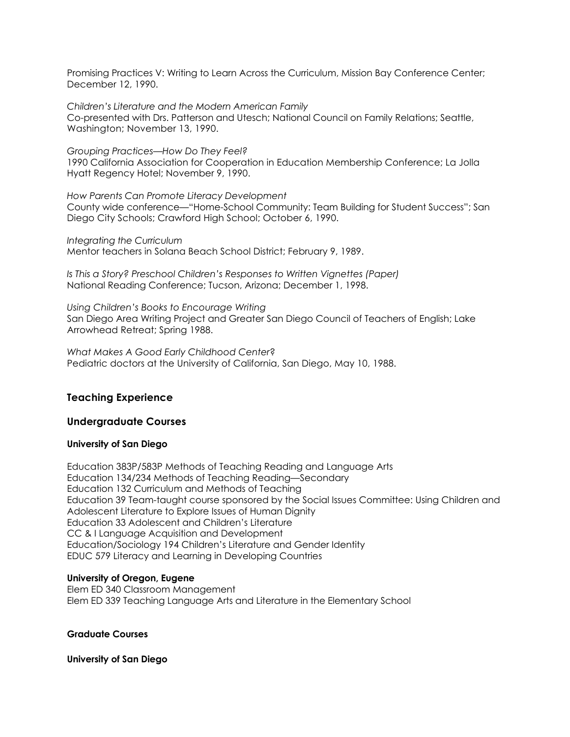Promising Practices V: Writing to Learn Across the Curriculum, Mission Bay Conference Center; December 12, 1990.

*Children's Literature and the Modern American Family*
Co-presented with Drs. Patterson and Utesch; National Council on Family Relations; Seattle, Washington; November 13, 1990.

*Grouping Practices—How Do They Feel?*
1990 California Association for Cooperation in Education Membership Conference; La Jolla Hyatt Regency Hotel; November 9, 1990.

*How Parents Can Promote Literacy Development*
County wide conference—"Home-School Community: Team Building for Student Success"; San Diego City Schools; Crawford High School; October 6, 1990.

*Integrating the Curriculum*
Mentor teachers in Solana Beach School District; February 9, 1989.

*Is This a Story? Preschool Children's Responses to Written Vignettes (Paper)*
National Reading Conference; Tucson, Arizona; December 1, 1998.

*Using Children's Books to Encourage Writing*
San Diego Area Writing Project and Greater San Diego Council of Teachers of English; Lake Arrowhead Retreat; Spring 1988.

*What Makes A Good Early Childhood Center?*
Pediatric doctors at the University of California, San Diego, May 10, 1988.

## Teaching Experience

## Undergraduate Courses

**University of San Diego**

Education 383P/583P Methods of Teaching Reading and Language Arts
Education 134/234 Methods of Teaching Reading—Secondary
Education 132 Curriculum and Methods of Teaching
Education 39 Team-taught course sponsored by the Social Issues Committee: Using Children and Adolescent Literature to Explore Issues of Human Dignity
Education 33 Adolescent and Children's Literature
CC & I Language Acquisition and Development
Education/Sociology 194 Children's Literature and Gender Identity
EDUC 579 Literacy and Learning in Developing Countries

**University of Oregon, Eugene**
Elem ED 340 Classroom Management
Elem ED 339 Teaching Language Arts and Literature in the Elementary School

**Graduate Courses**

**University of San Diego**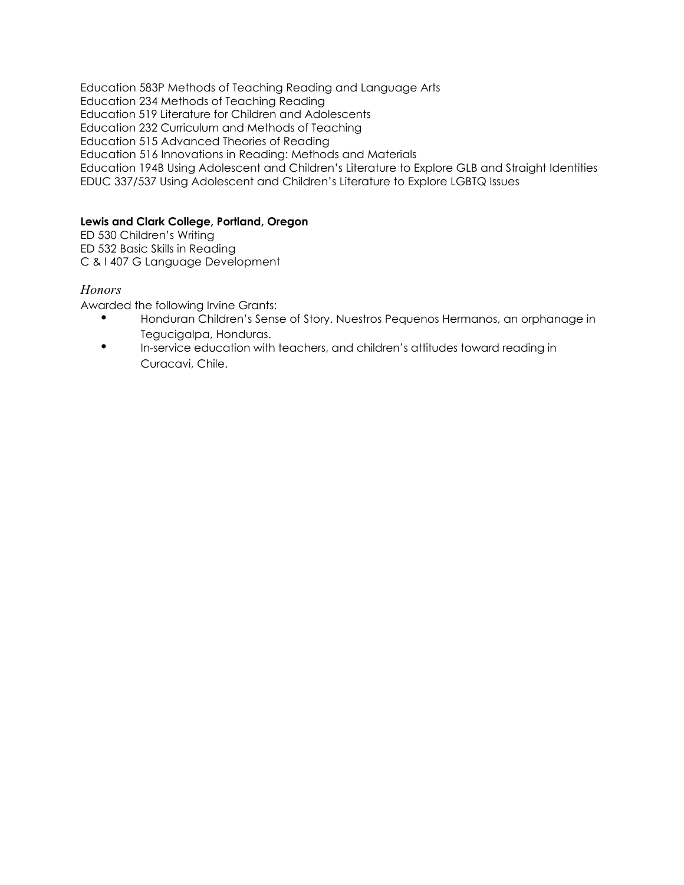Education 583P Methods of Teaching Reading and Language Arts
Education 234 Methods of Teaching Reading
Education 519 Literature for Children and Adolescents
Education 232 Curriculum and Methods of Teaching
Education 515 Advanced Theories of Reading
Education 516 Innovations in Reading: Methods and Materials
Education 194B Using Adolescent and Children's Literature to Explore GLB and Straight Identities
EDUC 337/537 Using Adolescent and Children's Literature to Explore LGBTQ Issues

**Lewis and Clark College, Portland, Oregon**
ED 530 Children's Writing
ED 532 Basic Skills in Reading
C & I 407 G Language Development

*Honors*

Awarded the following Irvine Grants:

- Honduran Children's Sense of Story. Nuestros Pequenos Hermanos, an orphanage in Tegucigalpa, Honduras.
- In-service education with teachers, and children's attitudes toward reading in Curacavi, Chile.